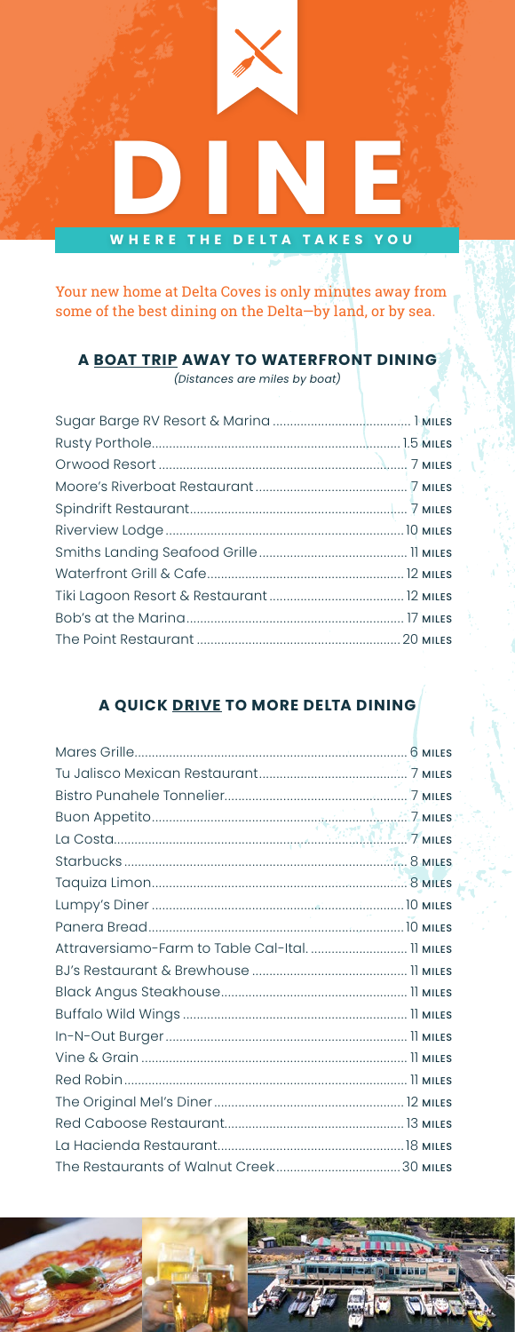# DINE

**WHERE THE DELTA TAKES YOU**

Your new home at Delta Coves is only minutes away from some of the best dining on the Delta—by land, or by sea.

## A BOAT TRIP AWAY TO WATERFRONT DINING

*(Distances are miles by boat)*

| Restaurant | Distance |
|---|---|
| Sugar Barge RV Resort & Marina | 1 MILES |
| Rusty Porthole | 1.5 MILES |
| Orwood Resort | 7 MILES |
| Moore's Riverboat Restaurant | 7 MILES |
| Spindrift Restaurant | 7 MILES |
| Riverview Lodge | 10 MILES |
| Smiths Landing Seafood Grille | 11 MILES |
| Waterfront Grill & Cafe | 12 MILES |
| Tiki Lagoon Resort & Restaurant | 12 MILES |
| Bob's at the Marina | 17 MILES |
| The Point Restaurant | 20 MILES |

## A QUICK DRIVE TO MORE DELTA DINING

| Restaurant | Distance |
|---|---|
| Mares Grille | 6 MILES |
| Tu Jalisco Mexican Restaurant | 7 MILES |
| Bistro Punahele Tonnelier | 7 MILES |
| Buon Appetito | 7 MILES |
| La Costa | 7 MILES |
| Starbucks | 8 MILES |
| Taquiza Limon | 8 MILES |
| Lumpy's Diner | 10 MILES |
| Panera Bread | 10 MILES |
| Attraversiamo-Farm to Table Cal-Ital. | 11 MILES |
| BJ's Restaurant & Brewhouse | 11 MILES |
| Black Angus Steakhouse | 11 MILES |
| Buffalo Wild Wings | 11 MILES |
| In-N-Out Burger | 11 MILES |
| Vine & Grain | 11 MILES |
| Red Robin | 11 MILES |
| The Original Mel's Diner | 12 MILES |
| Red Caboose Restaurant | 13 MILES |
| La Hacienda Restaurant | 18 MILES |
| The Restaurants of Walnut Creek | 30 MILES |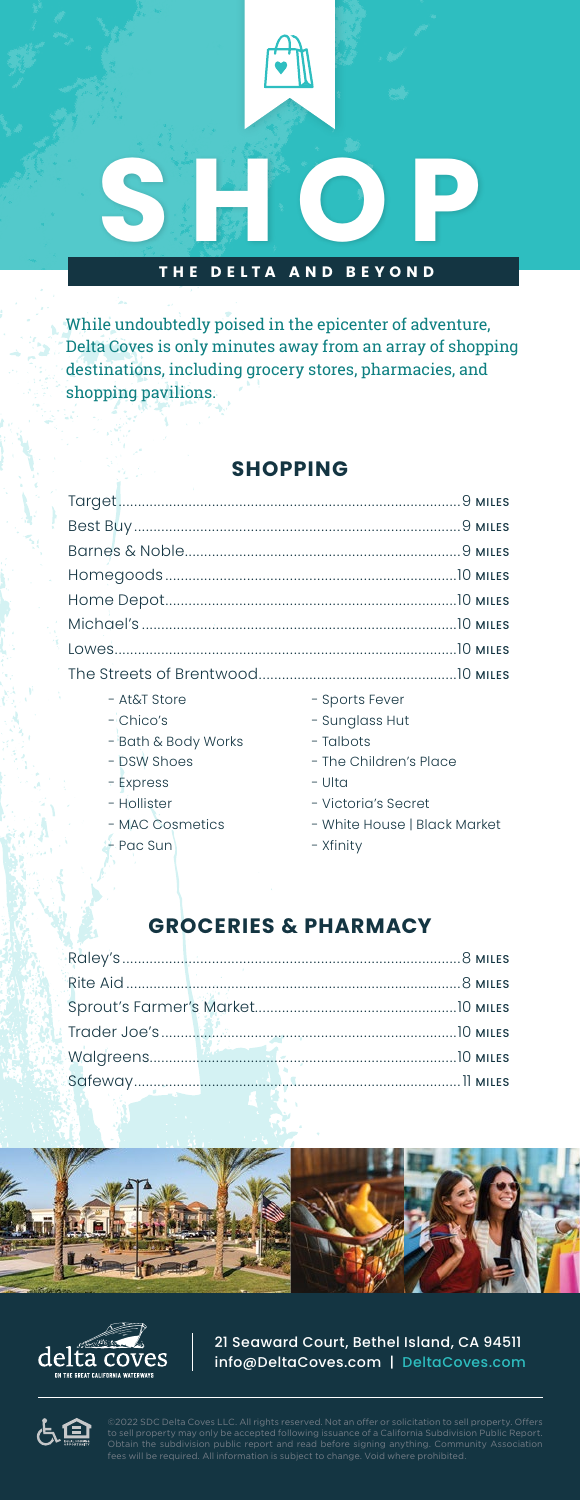# SHOP

## THE DELTA AND BEYOND

While undoubtedly poised in the epicenter of adventure, Delta Coves is only minutes away from an array of shopping destinations, including grocery stores, pharmacies, and shopping pavilions.

## SHOPPING

| | |
|---|---|
| Target | 9 MILES |
| Best Buy | 9 MILES |
| Barnes & Noble | 9 MILES |
| Homegoods | 10 MILES |
| Home Depot | 10 MILES |
| Michael's | 10 MILES |
| Lowes | 10 MILES |
| The Streets of Brentwood | 10 MILES |

- At&T Store
- Chico's
- Bath & Body Works
- DSW Shoes
- Express
- Hollister
- MAC Cosmetics
- Pac Sun
- Sports Fever
- Sunglass Hut
- Talbots
- The Children's Place
- Ulta
- Victoria's Secret
- White House | Black Market
- Xfinity

## GROCERIES & PHARMACY

| | |
|---|---|
| Raley's | 8 MILES |
| Rite Aid | 8 MILES |
| Sprout's Farmer's Market | 10 MILES |
| Trader Joe's | 10 MILES |
| Walgreens | 10 MILES |
| Safeway | 11 MILES |

delta coves
ON THE GREAT CALIFORNIA WATERWAYS

21 Seaward Court, Bethel Island, CA 94511
info@DeltaCoves.com | DeltaCoves.com

©2022 SDC Delta Coves LLC. All rights reserved. Not an offer or solicitation to sell property. Offers to sell property may only be accepted following issuance of a California Subdivision Public Report. Obtain the subdivision public report and read before signing anything. Community Association fees will be required. All information is subject to change. Void where prohibited.